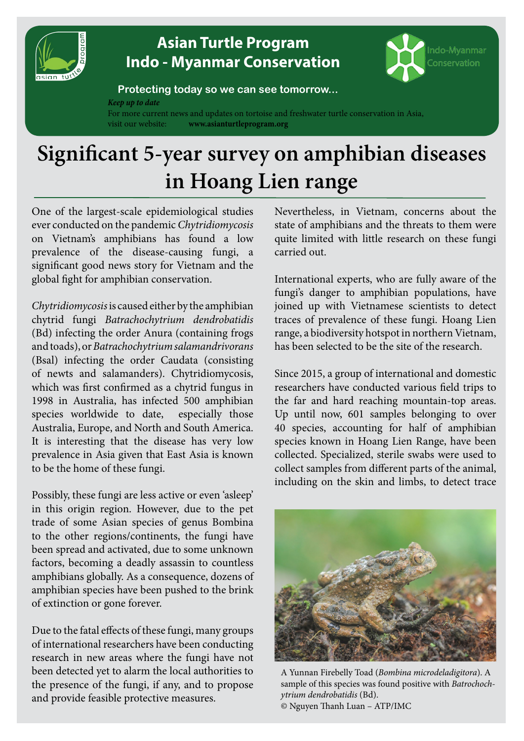Asian Turtle Program
Indo - Myanmar Conservation

Protecting today so we can see tomorrow...

*Keep up to date*
For more current news and updates on tortoise and freshwater turtle conservation in Asia, visit our website: **www.asianturtleprogram.org**

# Significant 5-year survey on amphibian diseases in Hoang Lien range

One of the largest-scale epidemiological studies ever conducted on the pandemic *Chytridiomycosis* on Vietnam's amphibians has found a low prevalence of the disease-causing fungi, a significant good news story for Vietnam and the global fight for amphibian conservation.

*Chytridiomycosis* is caused either by the amphibian chytrid fungi *Batrachochytrium dendrobatidis* (Bd) infecting the order Anura (containing frogs and toads), or *Batrachochytrium salamandrivorans* (Bsal) infecting the order Caudata (consisting of newts and salamanders). Chytridiomycosis, which was first confirmed as a chytrid fungus in 1998 in Australia, has infected 500 amphibian species worldwide to date, especially those Australia, Europe, and North and South America. It is interesting that the disease has very low prevalence in Asia given that East Asia is known to be the home of these fungi.

Possibly, these fungi are less active or even 'asleep' in this origin region. However, due to the pet trade of some Asian species of genus Bombina to the other regions/continents, the fungi have been spread and activated, due to some unknown factors, becoming a deadly assassin to countless amphibians globally. As a consequence, dozens of amphibian species have been pushed to the brink of extinction or gone forever.

Due to the fatal effects of these fungi, many groups of international researchers have been conducting research in new areas where the fungi have not been detected yet to alarm the local authorities to the presence of the fungi, if any, and to propose and provide feasible protective measures.

Nevertheless, in Vietnam, concerns about the state of amphibians and the threats to them were quite limited with little research on these fungi carried out.

International experts, who are fully aware of the fungi's danger to amphibian populations, have joined up with Vietnamese scientists to detect traces of prevalence of these fungi. Hoang Lien range, a biodiversity hotspot in northern Vietnam, has been selected to be the site of the research.

Since 2015, a group of international and domestic researchers have conducted various field trips to the far and hard reaching mountain-top areas. Up until now, 601 samples belonging to over 40 species, accounting for half of amphibian species known in Hoang Lien Range, have been collected. Specialized, sterile swabs were used to collect samples from different parts of the animal, including on the skin and limbs, to detect trace

A Yunnan Firebelly Toad (*Bombina microdeladigitora*). A sample of this species was found positive with *Batrochochytrium dendrobatidis* (Bd).
© Nguyen Thanh Luan – ATP/IMC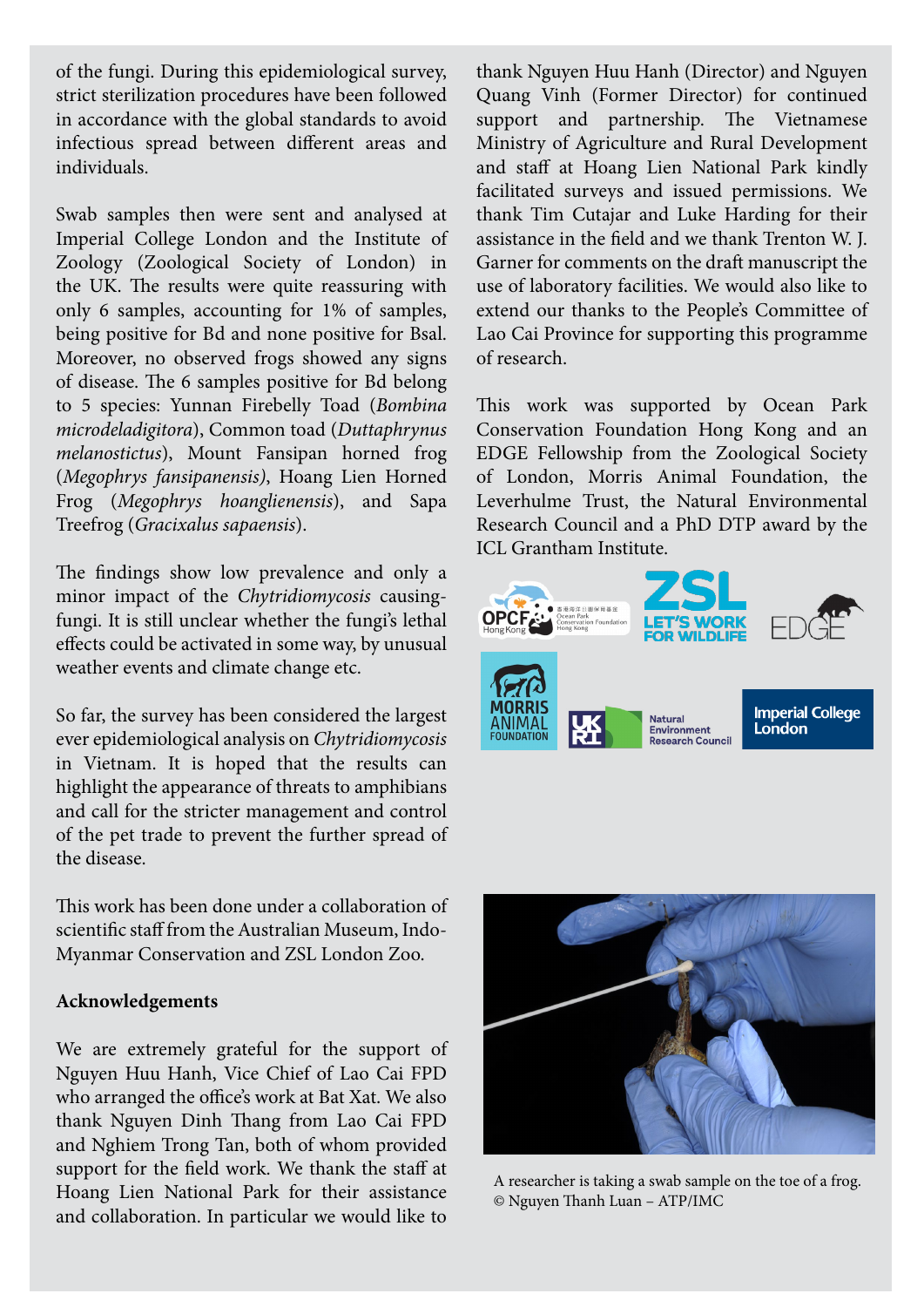of the fungi. During this epidemiological survey, strict sterilization procedures have been followed in accordance with the global standards to avoid infectious spread between different areas and individuals.

Swab samples then were sent and analysed at Imperial College London and the Institute of Zoology (Zoological Society of London) in the UK. The results were quite reassuring with only 6 samples, accounting for 1% of samples, being positive for Bd and none positive for Bsal. Moreover, no observed frogs showed any signs of disease. The 6 samples positive for Bd belong to 5 species: Yunnan Firebelly Toad (*Bombina microdeladigitora*), Common toad (*Duttaphrynus melanostictus*), Mount Fansipan horned frog (*Megophrys fansipanensis)*, Hoang Lien Horned Frog (*Megophrys hoanglienensis*), and Sapa Treefrog (*Gracixalus sapaensis*).

The findings show low prevalence and only a minor impact of the *Chytridiomycosis* causing-fungi. It is still unclear whether the fungi's lethal effects could be activated in some way, by unusual weather events and climate change etc.

So far, the survey has been considered the largest ever epidemiological analysis on *Chytridiomycosis* in Vietnam. It is hoped that the results can highlight the appearance of threats to amphibians and call for the stricter management and control of the pet trade to prevent the further spread of the disease.

This work has been done under a collaboration of scientific staff from the Australian Museum, Indo-Myanmar Conservation and ZSL London Zoo.

**Acknowledgements**

We are extremely grateful for the support of Nguyen Huu Hanh, Vice Chief of Lao Cai FPD who arranged the office's work at Bat Xat. We also thank Nguyen Dinh Thang from Lao Cai FPD and Nghiem Trong Tan, both of whom provided support for the field work. We thank the staff at Hoang Lien National Park for their assistance and collaboration. In particular we would like to thank Nguyen Huu Hanh (Director) and Nguyen Quang Vinh (Former Director) for continued support and partnership. The Vietnamese Ministry of Agriculture and Rural Development and staff at Hoang Lien National Park kindly facilitated surveys and issued permissions. We thank Tim Cutajar and Luke Harding for their assistance in the field and we thank Trenton W. J. Garner for comments on the draft manuscript the use of laboratory facilities. We would also like to extend our thanks to the People's Committee of Lao Cai Province for supporting this programme of research.

This work was supported by Ocean Park Conservation Foundation Hong Kong and an EDGE Fellowship from the Zoological Society of London, Morris Animal Foundation, the Leverhulme Trust, the Natural Environmental Research Council and a PhD DTP award by the ICL Grantham Institute.

A researcher is taking a swab sample on the toe of a frog. © Nguyen Thanh Luan – ATP/IMC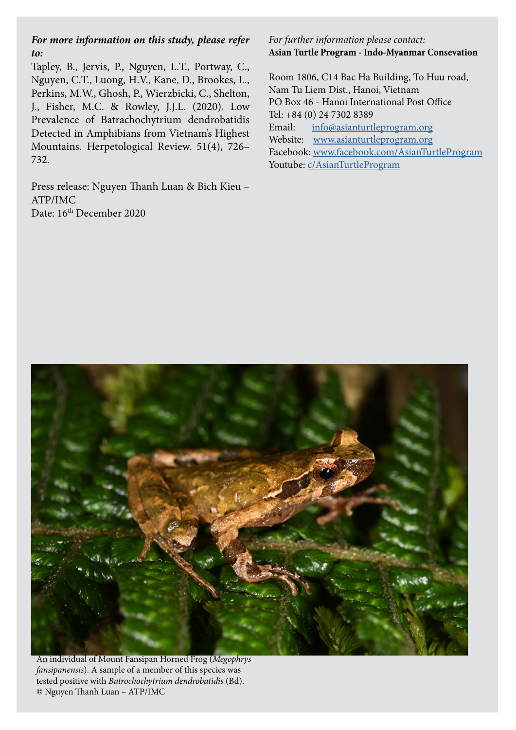***For more information on this study, please refer to:***

Tapley, B., Jervis, P., Nguyen, L.T., Portway, C., Nguyen, C.T., Luong, H.V., Kane, D., Brookes, L., Perkins, M.W., Ghosh, P., Wierzbicki, C., Shelton, J., Fisher, M.C. & Rowley, J.J.L. (2020). Low Prevalence of Batrachochytrium dendrobatidis Detected in Amphibians from Vietnam's Highest Mountains. Herpetological Review. 51(4), 726–732.

Press release: Nguyen Thanh Luan & Bich Kieu – ATP/IMC

Date: 16th December 2020

*For further information please contact:*

**Asian Turtle Program - Indo-Myanmar Consevation**

Room 1806, C14 Bac Ha Building, To Huu road,
Nam Tu Liem Dist., Hanoi, Vietnam
PO Box 46 - Hanoi International Post Office
Tel: +84 (0) 24 7302 8389
Email: info@asianturtleprogram.org
Website: www.asianturtleprogram.org
Facebook: www.facebook.com/AsianTurtleProgram
Youtube: c/AsianTurtleProgram

An individual of Mount Fansipan Horned Frog (*Megophrys fansipanensis*). A sample of a member of this species was tested positive with *Batrachochytrium dendrobatidis* (Bd). © Nguyen Thanh Luan – ATP/IMC